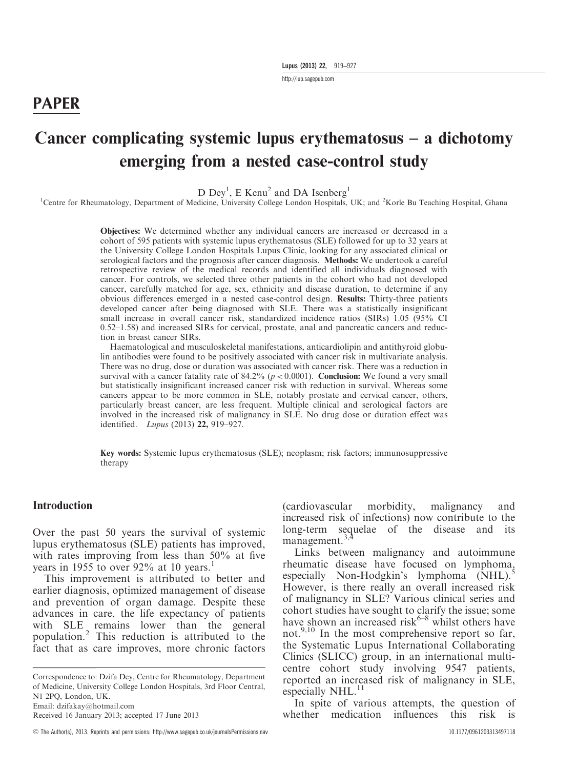PAPER

# Cancer complicating systemic lupus erythematosus – a dichotomy emerging from a nested case-control study

D Dey[1], E Kenu[2] and DA Isenberg[1]

[1]Centre for Rheumatology, Department of Medicine, University College London Hospitals, UK; and [2]Korle Bu Teaching Hospital, Ghana

**Objectives:** We determined whether any individual cancers are increased or decreased in a cohort of 595 patients with systemic lupus erythematosus (SLE) followed for up to 32 years at the University College London Hospitals Lupus Clinic, looking for any associated clinical or serological factors and the prognosis after cancer diagnosis. **Methods:** We undertook a careful retrospective review of the medical records and identified all individuals diagnosed with cancer. For controls, we selected three other patients in the cohort who had not developed cancer, carefully matched for age, sex, ethnicity and disease duration, to determine if any obvious differences emerged in a nested case-control design. **Results:** Thirty-three patients developed cancer after being diagnosed with SLE. There was a statistically insignificant small increase in overall cancer risk, standardized incidence ratios (SIRs) 1.05 (95% CI 0.52–1.58) and increased SIRs for cervical, prostate, anal and pancreatic cancers and reduction in breast cancer SIRs.

Haematological and musculoskeletal manifestations, anticardiolipin and antithyroid globulin antibodies were found to be positively associated with cancer risk in multivariate analysis. There was no drug, dose or duration was associated with cancer risk. There was a reduction in survival with a cancer fatality rate of 84.2% ($p < 0.0001$). **Conclusion:** We found a very small but statistically insignificant increased cancer risk with reduction in survival. Whereas some cancers appear to be more common in SLE, notably prostate and cervical cancer, others, particularly breast cancer, are less frequent. Multiple clinical and serological factors are involved in the increased risk of malignancy in SLE. No drug dose or duration effect was identified. *Lupus* (2013) **22,** 919–927.

**Key words:** Systemic lupus erythematosus (SLE); neoplasm; risk factors; immunosuppressive therapy

## Introduction

Over the past 50 years the survival of systemic lupus erythematosus (SLE) patients has improved, with rates improving from less than 50% at five years in 1955 to over 92% at 10 years.[1]

This improvement is attributed to better and earlier diagnosis, optimized management of disease and prevention of organ damage. Despite these advances in care, the life expectancy of patients with SLE remains lower than the general population.[2] This reduction is attributed to the fact that as care improves, more chronic factors (cardiovascular morbidity, malignancy and increased risk of infections) now contribute to the long-term sequelae of the disease and its management.[3,4]

Links between malignancy and autoimmune rheumatic disease have focused on lymphoma, especially Non-Hodgkin's lymphoma (NHL).[5] However, is there really an overall increased risk of malignancy in SLE? Various clinical series and cohort studies have sought to clarify the issue; some have shown an increased risk[6–8] whilst others have not.[9,10] In the most comprehensive report so far, the Systematic Lupus International Collaborating Clinics (SLICC) group, in an international multicentre cohort study involving 9547 patients, reported an increased risk of malignancy in SLE, especially NHL.[11]

In spite of various attempts, the question of whether medication influences this risk is

Correspondence to: Dzifa Dey, Centre for Rheumatology, Department of Medicine, University College London Hospitals, 3rd Floor Central, N1 2PQ, London, UK.
Email: dzifakay@hotmail.com
Received 16 January 2013; accepted 17 June 2013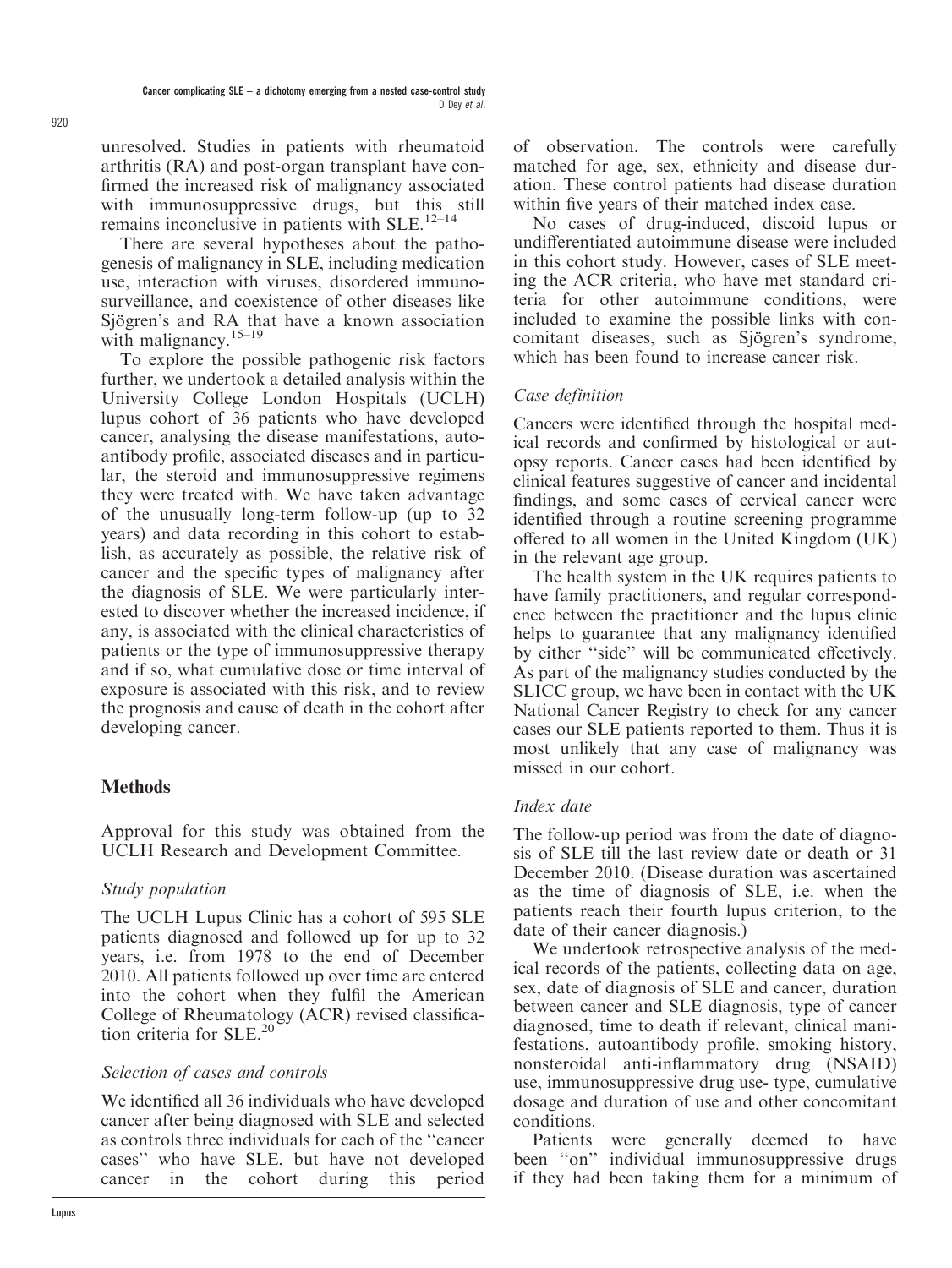unresolved. Studies in patients with rheumatoid arthritis (RA) and post-organ transplant have confirmed the increased risk of malignancy associated with immunosuppressive drugs, but this still remains inconclusive in patients with SLE.[12–14]

There are several hypotheses about the pathogenesis of malignancy in SLE, including medication use, interaction with viruses, disordered immunosurveillance, and coexistence of other diseases like Sjögren's and RA that have a known association with malignancy.[15–19]

To explore the possible pathogenic risk factors further, we undertook a detailed analysis within the University College London Hospitals (UCLH) lupus cohort of 36 patients who have developed cancer, analysing the disease manifestations, autoantibody profile, associated diseases and in particular, the steroid and immunosuppressive regimens they were treated with. We have taken advantage of the unusually long-term follow-up (up to 32 years) and data recording in this cohort to establish, as accurately as possible, the relative risk of cancer and the specific types of malignancy after the diagnosis of SLE. We were particularly interested to discover whether the increased incidence, if any, is associated with the clinical characteristics of patients or the type of immunosuppressive therapy and if so, what cumulative dose or time interval of exposure is associated with this risk, and to review the prognosis and cause of death in the cohort after developing cancer.

## Methods

Approval for this study was obtained from the UCLH Research and Development Committee.

### *Study population*

The UCLH Lupus Clinic has a cohort of 595 SLE patients diagnosed and followed up for up to 32 years, i.e. from 1978 to the end of December 2010. All patients followed up over time are entered into the cohort when they fulfil the American College of Rheumatology (ACR) revised classification criteria for SLE.[20]

### *Selection of cases and controls*

We identified all 36 individuals who have developed cancer after being diagnosed with SLE and selected as controls three individuals for each of the "cancer cases" who have SLE, but have not developed cancer in the cohort during this period of observation. The controls were carefully matched for age, sex, ethnicity and disease duration. These control patients had disease duration within five years of their matched index case.

No cases of drug-induced, discoid lupus or undifferentiated autoimmune disease were included in this cohort study. However, cases of SLE meeting the ACR criteria, who have met standard criteria for other autoimmune conditions, were included to examine the possible links with concomitant diseases, such as Sjögren's syndrome, which has been found to increase cancer risk.

### *Case definition*

Cancers were identified through the hospital medical records and confirmed by histological or autopsy reports. Cancer cases had been identified by clinical features suggestive of cancer and incidental findings, and some cases of cervical cancer were identified through a routine screening programme offered to all women in the United Kingdom (UK) in the relevant age group.

The health system in the UK requires patients to have family practitioners, and regular correspondence between the practitioner and the lupus clinic helps to guarantee that any malignancy identified by either "side" will be communicated effectively. As part of the malignancy studies conducted by the SLICC group, we have been in contact with the UK National Cancer Registry to check for any cancer cases our SLE patients reported to them. Thus it is most unlikely that any case of malignancy was missed in our cohort.

### *Index date*

The follow-up period was from the date of diagnosis of SLE till the last review date or death or 31 December 2010. (Disease duration was ascertained as the time of diagnosis of SLE, i.e. when the patients reach their fourth lupus criterion, to the date of their cancer diagnosis.)

We undertook retrospective analysis of the medical records of the patients, collecting data on age, sex, date of diagnosis of SLE and cancer, duration between cancer and SLE diagnosis, type of cancer diagnosed, time to death if relevant, clinical manifestations, autoantibody profile, smoking history, nonsteroidal anti-inflammatory drug (NSAID) use, immunosuppressive drug use- type, cumulative dosage and duration of use and other concomitant conditions.

Patients were generally deemed to have been "on" individual immunosuppressive drugs if they had been taking them for a minimum of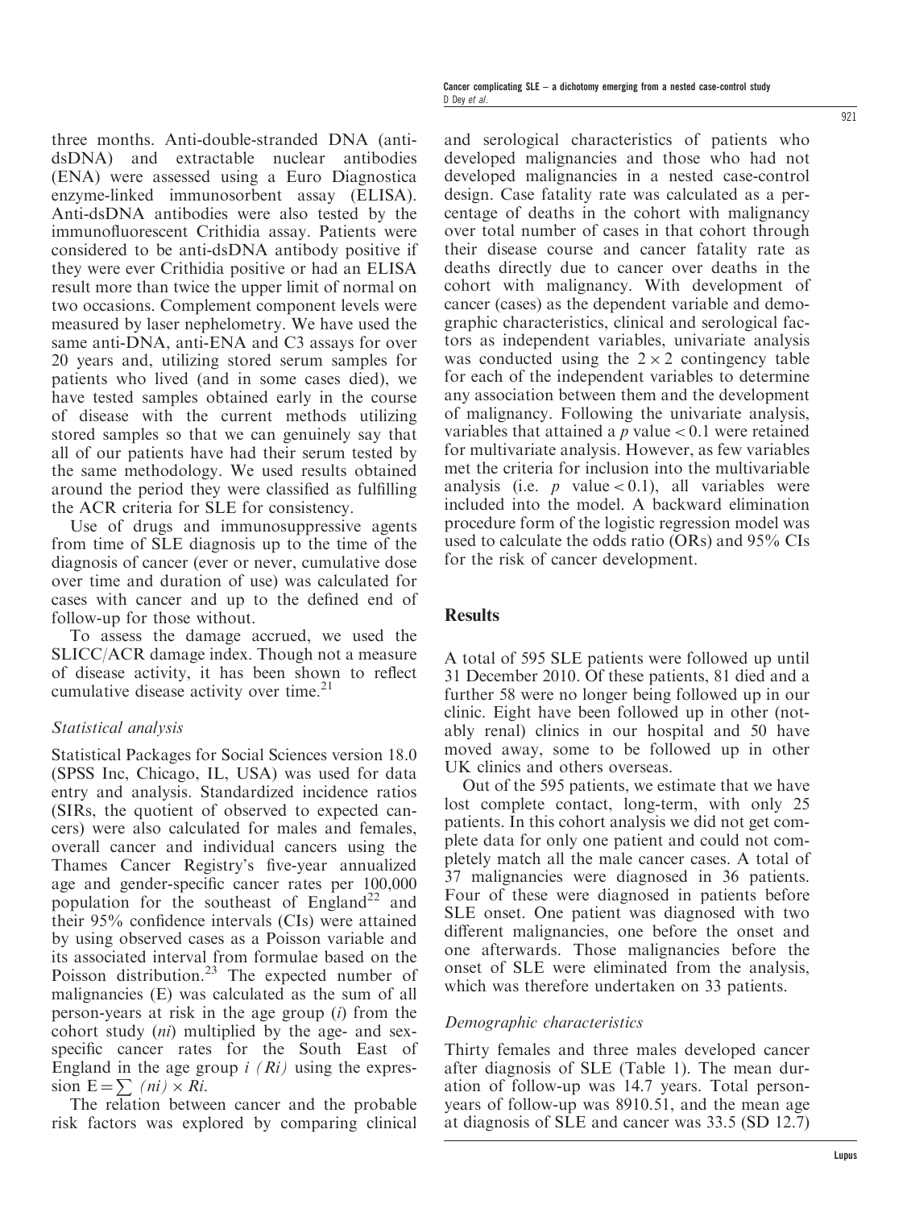three months. Anti-double-stranded DNA (anti-dsDNA) and extractable nuclear antibodies (ENA) were assessed using a Euro Diagnostica enzyme-linked immunosorbent assay (ELISA). Anti-dsDNA antibodies were also tested by the immunofluorescent Crithidia assay. Patients were considered to be anti-dsDNA antibody positive if they were ever Crithidia positive or had an ELISA result more than twice the upper limit of normal on two occasions. Complement component levels were measured by laser nephelometry. We have used the same anti-DNA, anti-ENA and C3 assays for over 20 years and, utilizing stored serum samples for patients who lived (and in some cases died), we have tested samples obtained early in the course of disease with the current methods utilizing stored samples so that we can genuinely say that all of our patients have had their serum tested by the same methodology. We used results obtained around the period they were classified as fulfilling the ACR criteria for SLE for consistency.

Use of drugs and immunosuppressive agents from time of SLE diagnosis up to the time of the diagnosis of cancer (ever or never, cumulative dose over time and duration of use) was calculated for cases with cancer and up to the defined end of follow-up for those without.

To assess the damage accrued, we used the SLICC/ACR damage index. Though not a measure of disease activity, it has been shown to reflect cumulative disease activity over time.[21]

### Statistical analysis

Statistical Packages for Social Sciences version 18.0 (SPSS Inc, Chicago, IL, USA) was used for data entry and analysis. Standardized incidence ratios (SIRs, the quotient of observed to expected cancers) were also calculated for males and females, overall cancer and individual cancers using the Thames Cancer Registry's five-year annualized age and gender-specific cancer rates per 100,000 population for the southeast of England[22] and their 95% confidence intervals (CIs) were attained by using observed cases as a Poisson variable and its associated interval from formulae based on the Poisson distribution.[23] The expected number of malignancies (E) was calculated as the sum of all person-years at risk in the age group ($i$) from the cohort study ($ni$) multiplied by the age- and sex-specific cancer rates for the South East of England in the age group $i$ $(Ri)$ using the expression $E = \sum (ni) \times Ri$.

The relation between cancer and the probable risk factors was explored by comparing clinical and serological characteristics of patients who developed malignancies and those who had not developed malignancies in a nested case-control design. Case fatality rate was calculated as a percentage of deaths in the cohort with malignancy over total number of cases in that cohort through their disease course and cancer fatality rate as deaths directly due to cancer over deaths in the cohort with malignancy. With development of cancer (cases) as the dependent variable and demographic characteristics, clinical and serological factors as independent variables, univariate analysis was conducted using the $2 \times 2$ contingency table for each of the independent variables to determine any association between them and the development of malignancy. Following the univariate analysis, variables that attained a $p$ value $< 0.1$ were retained for multivariate analysis. However, as few variables met the criteria for inclusion into the multivariable analysis (i.e. $p$ value $< 0.1$), all variables were included into the model. A backward elimination procedure form of the logistic regression model was used to calculate the odds ratio (ORs) and 95% CIs for the risk of cancer development.

## Results

A total of 595 SLE patients were followed up until 31 December 2010. Of these patients, 81 died and a further 58 were no longer being followed up in our clinic. Eight have been followed up in other (notably renal) clinics in our hospital and 50 have moved away, some to be followed up in other UK clinics and others overseas.

Out of the 595 patients, we estimate that we have lost complete contact, long-term, with only 25 patients. In this cohort analysis we did not get complete data for only one patient and could not completely match all the male cancer cases. A total of 37 malignancies were diagnosed in 36 patients. Four of these were diagnosed in patients before SLE onset. One patient was diagnosed with two different malignancies, one before the onset and one afterwards. Those malignancies before the onset of SLE were eliminated from the analysis, which was therefore undertaken on 33 patients.

### Demographic characteristics

Thirty females and three males developed cancer after diagnosis of SLE (Table 1). The mean duration of follow-up was 14.7 years. Total person-years of follow-up was 8910.51, and the mean age at diagnosis of SLE and cancer was 33.5 (SD 12.7)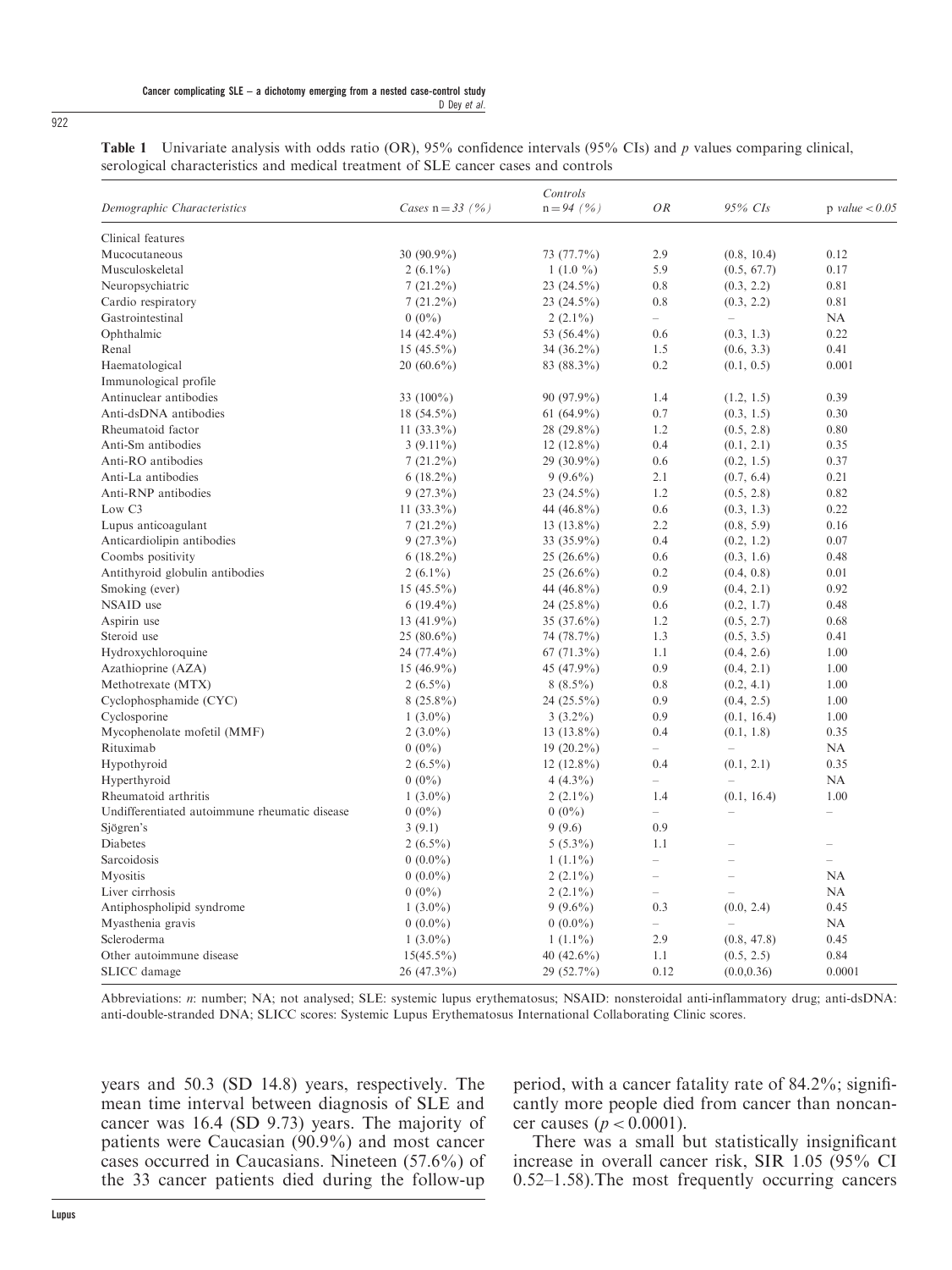**Table 1** Univariate analysis with odds ratio (OR), 95% confidence intervals (95% CIs) and *p* values comparing clinical, serological characteristics and medical treatment of SLE cancer cases and controls

| *Demographic Characteristics* | *Cases* n = 33 (%) | *Controls* n = 94 (%) | *OR* | *95% CIs* | p *value < 0.05* |
|---|---|---|---|---|---|
| Clinical features | | | | | |
| Mucocutaneous | 30 (90.9%) | 73 (77.7%) | 2.9 | (0.8, 10.4) | 0.12 |
| Musculoskeletal | 2 (6.1%) | 1 (1.0 %) | 5.9 | (0.5, 67.7) | 0.17 |
| Neuropsychiatric | 7 (21.2%) | 23 (24.5%) | 0.8 | (0.3, 2.2) | 0.81 |
| Cardio respiratory | 7 (21.2%) | 23 (24.5%) | 0.8 | (0.3, 2.2) | 0.81 |
| Gastrointestinal | 0 (0%) | 2 (2.1%) | – | – | NA |
| Ophthalmic | 14 (42.4%) | 53 (56.4%) | 0.6 | (0.3, 1.3) | 0.22 |
| Renal | 15 (45.5%) | 34 (36.2%) | 1.5 | (0.6, 3.3) | 0.41 |
| Haematological | 20 (60.6%) | 83 (88.3%) | 0.2 | (0.1, 0.5) | 0.001 |
| Immunological profile | | | | | |
| Antinuclear antibodies | 33 (100%) | 90 (97.9%) | 1.4 | (1.2, 1.5) | 0.39 |
| Anti-dsDNA antibodies | 18 (54.5%) | 61 (64.9%) | 0.7 | (0.3, 1.5) | 0.30 |
| Rheumatoid factor | 11 (33.3%) | 28 (29.8%) | 1.2 | (0.5, 2.8) | 0.80 |
| Anti-Sm antibodies | 3 (9.11%) | 12 (12.8%) | 0.4 | (0.1, 2.1) | 0.35 |
| Anti-RO antibodies | 7 (21.2%) | 29 (30.9%) | 0.6 | (0.2, 1.5) | 0.37 |
| Anti-La antibodies | 6 (18.2%) | 9 (9.6%) | 2.1 | (0.7, 6.4) | 0.21 |
| Anti-RNP antibodies | 9 (27.3%) | 23 (24.5%) | 1.2 | (0.5, 2.8) | 0.82 |
| Low C3 | 11 (33.3%) | 44 (46.8%) | 0.6 | (0.3, 1.3) | 0.22 |
| Lupus anticoagulant | 7 (21.2%) | 13 (13.8%) | 2.2 | (0.8, 5.9) | 0.16 |
| Anticardiolipin antibodies | 9 (27.3%) | 33 (35.9%) | 0.4 | (0.2, 1.2) | 0.07 |
| Coombs positivity | 6 (18.2%) | 25 (26.6%) | 0.6 | (0.3, 1.6) | 0.48 |
| Antithyroid globulin antibodies | 2 (6.1%) | 25 (26.6%) | 0.2 | (0.4, 0.8) | 0.01 |
| Smoking (ever) | 15 (45.5%) | 44 (46.8%) | 0.9 | (0.4, 2.1) | 0.92 |
| NSAID use | 6 (19.4%) | 24 (25.8%) | 0.6 | (0.2, 1.7) | 0.48 |
| Aspirin use | 13 (41.9%) | 35 (37.6%) | 1.2 | (0.5, 2.7) | 0.68 |
| Steroid use | 25 (80.6%) | 74 (78.7%) | 1.3 | (0.5, 3.5) | 0.41 |
| Hydroxychloroquine | 24 (77.4%) | 67 (71.3%) | 1.1 | (0.4, 2.6) | 1.00 |
| Azathioprine (AZA) | 15 (46.9%) | 45 (47.9%) | 0.9 | (0.4, 2.1) | 1.00 |
| Methotrexate (MTX) | 2 (6.5%) | 8 (8.5%) | 0.8 | (0.2, 4.1) | 1.00 |
| Cyclophosphamide (CYC) | 8 (25.8%) | 24 (25.5%) | 0.9 | (0.4, 2.5) | 1.00 |
| Cyclosporine | 1 (3.0%) | 3 (3.2%) | 0.9 | (0.1, 16.4) | 1.00 |
| Mycophenolate mofetil (MMF) | 2 (3.0%) | 13 (13.8%) | 0.4 | (0.1, 1.8) | 0.35 |
| Rituximab | 0 (0%) | 19 (20.2%) | – | – | NA |
| Hypothyroid | 2 (6.5%) | 12 (12.8%) | 0.4 | (0.1, 2.1) | 0.35 |
| Hyperthyroid | 0 (0%) | 4 (4.3%) | – | – | NA |
| Rheumatoid arthritis | 1 (3.0%) | 2 (2.1%) | 1.4 | (0.1, 16.4) | 1.00 |
| Undifferentiated autoimmune rheumatic disease | 0 (0%) | 0 (0%) | – | – | – |
| Sjögren's | 3 (9.1) | 9 (9.6) | 0.9 | | |
| Diabetes | 2 (6.5%) | 5 (5.3%) | 1.1 | – | – |
| Sarcoidosis | 0 (0.0%) | 1 (1.1%) | – | – | – |
| Myositis | 0 (0.0%) | 2 (2.1%) | – | – | NA |
| Liver cirrhosis | 0 (0%) | 2 (2.1%) | – | – | NA |
| Antiphospholipid syndrome | 1 (3.0%) | 9 (9.6%) | 0.3 | (0.0, 2.4) | 0.45 |
| Myasthenia gravis | 0 (0.0%) | 0 (0.0%) | – | – | NA |
| Scleroderma | 1 (3.0%) | 1 (1.1%) | 2.9 | (0.8, 47.8) | 0.45 |
| Other autoimmune disease | 15(45.5%) | 40 (42.6%) | 1.1 | (0.5, 2.5) | 0.84 |
| SLICC damage | 26 (47.3%) | 29 (52.7%) | 0.12 | (0.0,0.36) | 0.0001 |

Abbreviations: *n*: number; NA; not analysed; SLE: systemic lupus erythematosus; NSAID: nonsteroidal anti-inflammatory drug; anti-dsDNA: anti-double-stranded DNA; SLICC scores: Systemic Lupus Erythematosus International Collaborating Clinic scores.

years and 50.3 (SD 14.8) years, respectively. The mean time interval between diagnosis of SLE and cancer was 16.4 (SD 9.73) years. The majority of patients were Caucasian (90.9%) and most cancer cases occurred in Caucasians. Nineteen (57.6%) of the 33 cancer patients died during the follow-up period, with a cancer fatality rate of 84.2%; significantly more people died from cancer than noncancer causes ($p < 0.0001$).

There was a small but statistically insignificant increase in overall cancer risk, SIR 1.05 (95% CI 0.52–1.58).The most frequently occurring cancers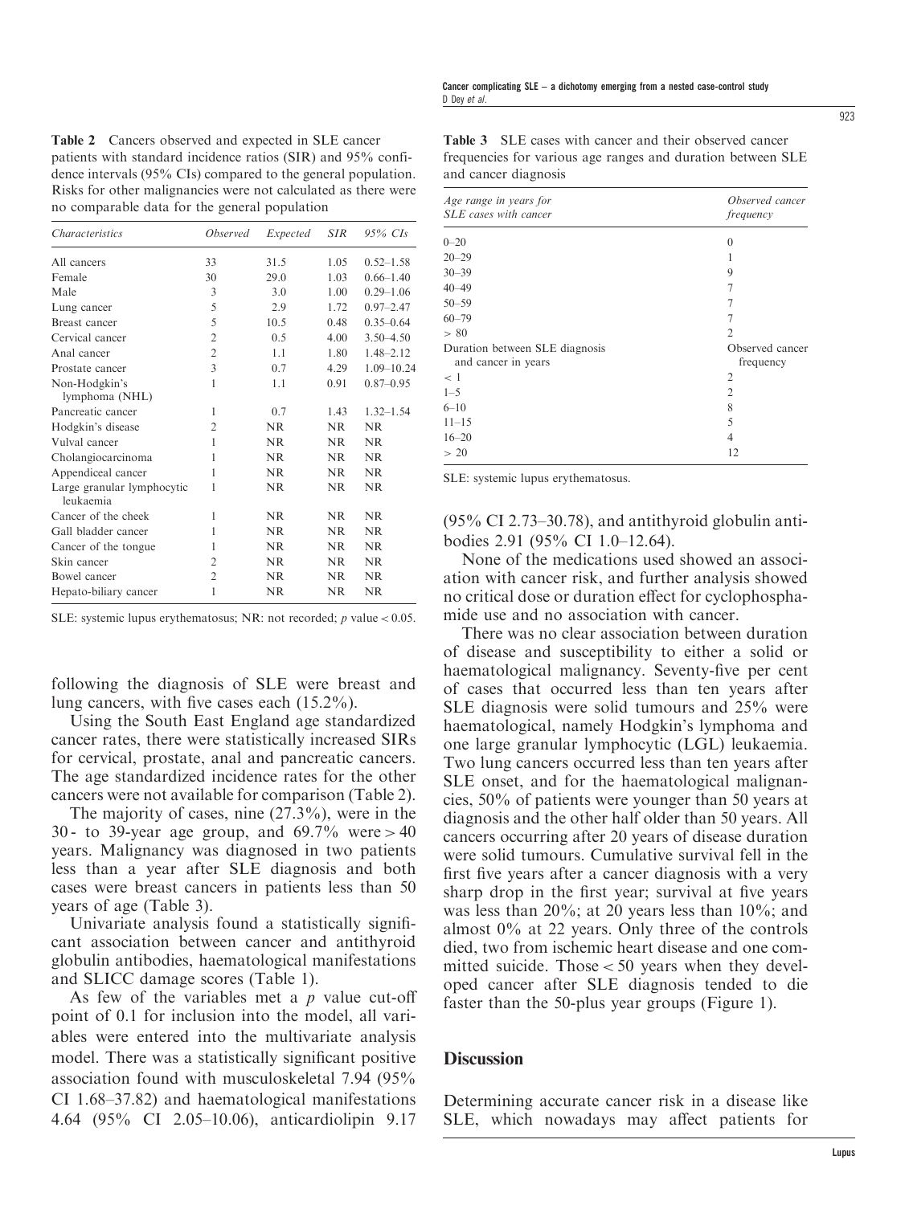Table 2 Cancers observed and expected in SLE cancer patients with standard incidence ratios (SIR) and 95% confidence intervals (95% CIs) compared to the general population. Risks for other malignancies were not calculated as there were no comparable data for the general population

| *Characteristics* | *Observed* | *Expected* | *SIR* | *95% CIs* |
|---|---|---|---|---|
| All cancers | 33 | 31.5 | 1.05 | 0.52–1.58 |
| Female | 30 | 29.0 | 1.03 | 0.66–1.40 |
| Male | 3 | 3.0 | 1.00 | 0.29–1.06 |
| Lung cancer | 5 | 2.9 | 1.72 | 0.97–2.47 |
| Breast cancer | 5 | 10.5 | 0.48 | 0.35–0.64 |
| Cervical cancer | 2 | 0.5 | 4.00 | 3.50–4.50 |
| Anal cancer | 2 | 1.1 | 1.80 | 1.48–2.12 |
| Prostate cancer | 3 | 0.7 | 4.29 | 1.09–10.24 |
| Non-Hodgkin's lymphoma (NHL) | 1 | 1.1 | 0.91 | 0.87–0.95 |
| Pancreatic cancer | 1 | 0.7 | 1.43 | 1.32–1.54 |
| Hodgkin's disease | 2 | NR | NR | NR |
| Vulval cancer | 1 | NR | NR | NR |
| Cholangiocarcinoma | 1 | NR | NR | NR |
| Appendiceal cancer | 1 | NR | NR | NR |
| Large granular lymphocytic leukaemia | 1 | NR | NR | NR |
| Cancer of the cheek | 1 | NR | NR | NR |
| Gall bladder cancer | 1 | NR | NR | NR |
| Cancer of the tongue | 1 | NR | NR | NR |
| Skin cancer | 2 | NR | NR | NR |
| Bowel cancer | 2 | NR | NR | NR |
| Hepato-biliary cancer | 1 | NR | NR | NR |

SLE: systemic lupus erythematosus; NR: not recorded; $p$ value < 0.05.

following the diagnosis of SLE were breast and lung cancers, with five cases each (15.2%).

Using the South East England age standardized cancer rates, there were statistically increased SIRs for cervical, prostate, anal and pancreatic cancers. The age standardized incidence rates for the other cancers were not available for comparison (Table 2).

The majority of cases, nine (27.3%), were in the 30- to 39-year age group, and 69.7% were > 40 years. Malignancy was diagnosed in two patients less than a year after SLE diagnosis and both cases were breast cancers in patients less than 50 years of age (Table 3).

Univariate analysis found a statistically significant association between cancer and antithyroid globulin antibodies, haematological manifestations and SLICC damage scores (Table 1).

As few of the variables met a $p$ value cut-off point of 0.1 for inclusion into the model, all variables were entered into the multivariate analysis model. There was a statistically significant positive association found with musculoskeletal 7.94 (95% CI 1.68–37.82) and haematological manifestations 4.64 (95% CI 2.05–10.06), anticardiolipin 9.17

Table 3 SLE cases with cancer and their observed cancer frequencies for various age ranges and duration between SLE and cancer diagnosis

| *Age range in years for SLE cases with cancer* | *Observed cancer frequency* |
|---|---|
| 0–20 | 0 |
| 20–29 | 1 |
| 30–39 | 9 |
| 40–49 | 7 |
| 50–59 | 7 |
| 60–79 | 7 |
| > 80 | 2 |
| Duration between SLE diagnosis and cancer in years | Observed cancer frequency |
| < 1 | 2 |
| 1–5 | 2 |
| 6–10 | 8 |
| 11–15 | 5 |
| 16–20 | 4 |
| > 20 | 12 |

SLE: systemic lupus erythematosus.

(95% CI 2.73–30.78), and antithyroid globulin antibodies 2.91 (95% CI 1.0–12.64).

None of the medications used showed an association with cancer risk, and further analysis showed no critical dose or duration effect for cyclophosphamide use and no association with cancer.

There was no clear association between duration of disease and susceptibility to either a solid or haematological malignancy. Seventy-five per cent of cases that occurred less than ten years after SLE diagnosis were solid tumours and 25% were haematological, namely Hodgkin's lymphoma and one large granular lymphocytic (LGL) leukaemia. Two lung cancers occurred less than ten years after SLE onset, and for the haematological malignancies, 50% of patients were younger than 50 years at diagnosis and the other half older than 50 years. All cancers occurring after 20 years of disease duration were solid tumours. Cumulative survival fell in the first five years after a cancer diagnosis with a very sharp drop in the first year; survival at five years was less than 20%; at 20 years less than 10%; and almost 0% at 22 years. Only three of the controls died, two from ischemic heart disease and one committed suicide. Those < 50 years when they developed cancer after SLE diagnosis tended to die faster than the 50-plus year groups (Figure 1).

## Discussion

Determining accurate cancer risk in a disease like SLE, which nowadays may affect patients for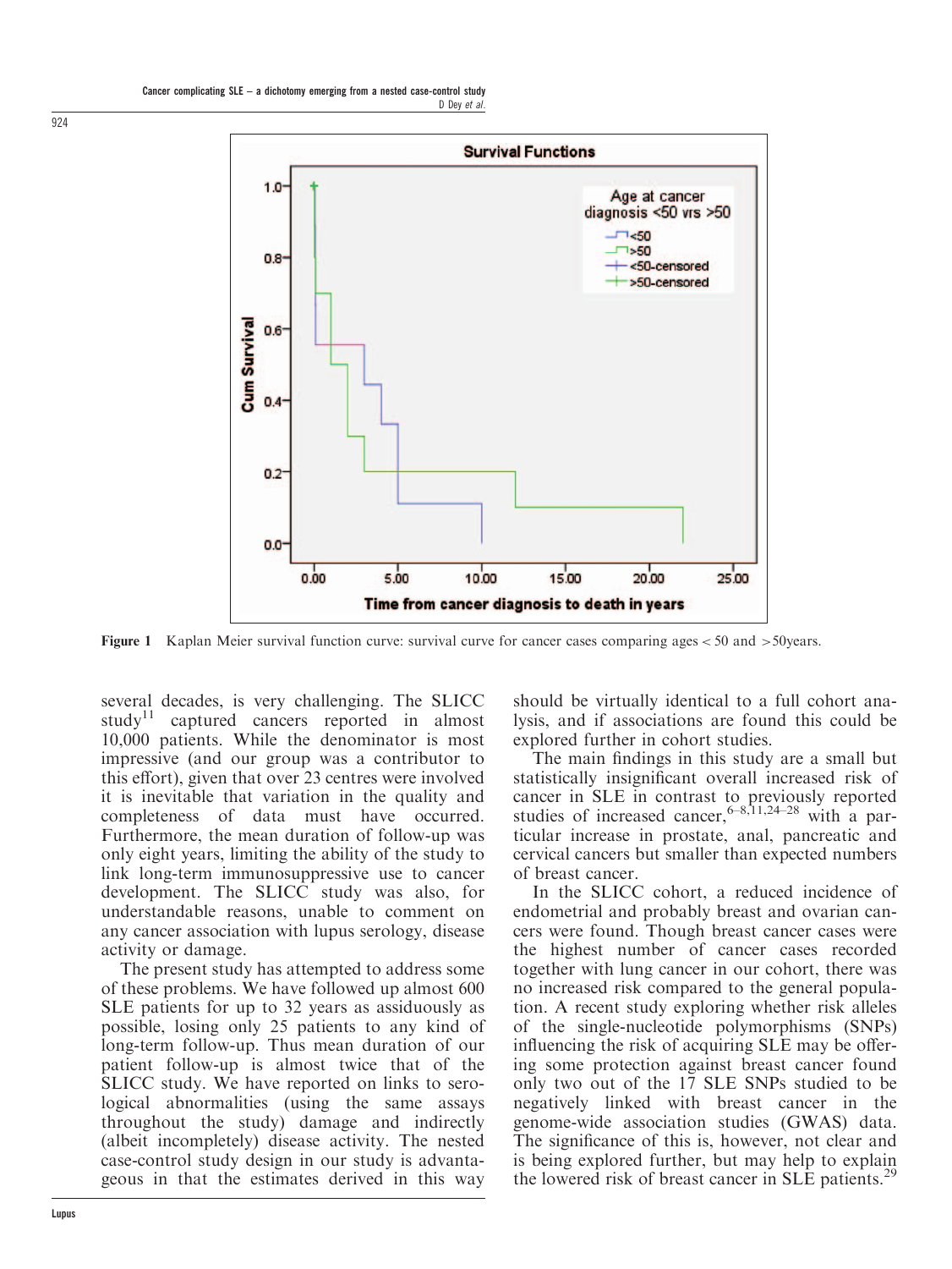**Figure 1** Kaplan Meier survival function curve: survival curve for cancer cases comparing ages < 50 and > 50years.

several decades, is very challenging. The SLICC study[11] captured cancers reported in almost 10,000 patients. While the denominator is most impressive (and our group was a contributor to this effort), given that over 23 centres were involved it is inevitable that variation in the quality and completeness of data must have occurred. Furthermore, the mean duration of follow-up was only eight years, limiting the ability of the study to link long-term immunosuppressive use to cancer development. The SLICC study was also, for understandable reasons, unable to comment on any cancer association with lupus serology, disease activity or damage.

The present study has attempted to address some of these problems. We have followed up almost 600 SLE patients for up to 32 years as assiduously as possible, losing only 25 patients to any kind of long-term follow-up. Thus mean duration of our patient follow-up is almost twice that of the SLICC study. We have reported on links to serological abnormalities (using the same assays throughout the study) damage and indirectly (albeit incompletely) disease activity. The nested case-control study design in our study is advantageous in that the estimates derived in this way should be virtually identical to a full cohort analysis, and if associations are found this could be explored further in cohort studies.

The main findings in this study are a small but statistically insignificant overall increased risk of cancer in SLE in contrast to previously reported studies of increased cancer,[6–8,11,24–28] with a particular increase in prostate, anal, pancreatic and cervical cancers but smaller than expected numbers of breast cancer.

In the SLICC cohort, a reduced incidence of endometrial and probably breast and ovarian cancers were found. Though breast cancer cases were the highest number of cancer cases recorded together with lung cancer in our cohort, there was no increased risk compared to the general population. A recent study exploring whether risk alleles of the single-nucleotide polymorphisms (SNPs) influencing the risk of acquiring SLE may be offering some protection against breast cancer found only two out of the 17 SLE SNPs studied to be negatively linked with breast cancer in the genome-wide association studies (GWAS) data. The significance of this is, however, not clear and is being explored further, but may help to explain the lowered risk of breast cancer in SLE patients.[29]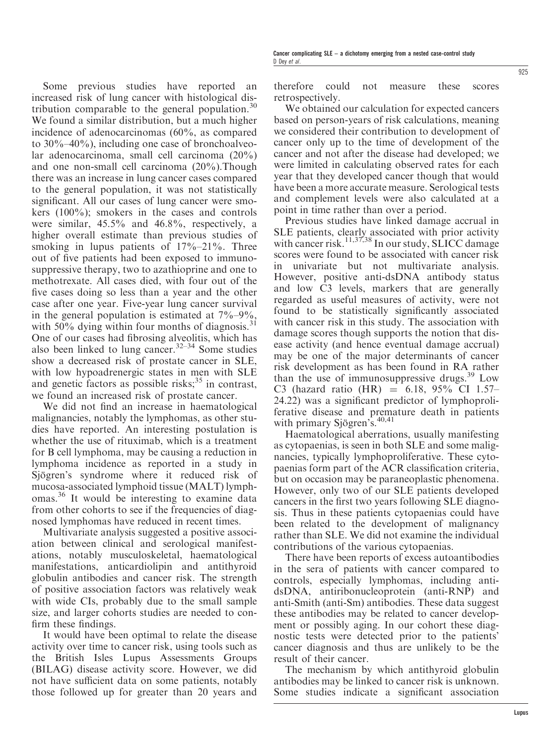Some previous studies have reported an increased risk of lung cancer with histological distribution comparable to the general population.[30] We found a similar distribution, but a much higher incidence of adenocarcinomas (60%, as compared to 30%–40%), including one case of bronchoalveolar adenocarcinoma, small cell carcinoma (20%) and one non-small cell carcinoma (20%).Though there was an increase in lung cancer cases compared to the general population, it was not statistically significant. All our cases of lung cancer were smokers (100%); smokers in the cases and controls were similar, 45.5% and 46.8%, respectively, a higher overall estimate than previous studies of smoking in lupus patients of 17%–21%. Three out of five patients had been exposed to immunosuppressive therapy, two to azathioprine and one to methotrexate. All cases died, with four out of the five cases doing so less than a year and the other case after one year. Five-year lung cancer survival in the general population is estimated at 7%–9%, with 50% dying within four months of diagnosis.[31] One of our cases had fibrosing alveolitis, which has also been linked to lung cancer.[32–34] Some studies show a decreased risk of prostate cancer in SLE, with low hypoadrenergic states in men with SLE and genetic factors as possible risks;[35] in contrast, we found an increased risk of prostate cancer.

We did not find an increase in haematological malignancies, notably the lymphomas, as other studies have reported. An interesting postulation is whether the use of rituximab, which is a treatment for B cell lymphoma, may be causing a reduction in lymphoma incidence as reported in a study in Sjögren's syndrome where it reduced risk of mucosa-associated lymphoid tissue (MALT) lymphomas.[36] It would be interesting to examine data from other cohorts to see if the frequencies of diagnosed lymphomas have reduced in recent times.

Multivariate analysis suggested a positive association between clinical and serological manifestations, notably musculoskeletal, haematological manifestations, anticardiolipin and antithyroid globulin antibodies and cancer risk. The strength of positive association factors was relatively weak with wide CIs, probably due to the small sample size, and larger cohorts studies are needed to confirm these findings.

It would have been optimal to relate the disease activity over time to cancer risk, using tools such as the British Isles Lupus Assessments Groups (BILAG) disease activity score. However, we did not have sufficient data on some patients, notably those followed up for greater than 20 years and therefore could not measure these scores retrospectively.

We obtained our calculation for expected cancers based on person-years of risk calculations, meaning we considered their contribution to development of cancer only up to the time of development of the cancer and not after the disease had developed; we were limited in calculating observed rates for each year that they developed cancer though that would have been a more accurate measure. Serological tests and complement levels were also calculated at a point in time rather than over a period.

Previous studies have linked damage accrual in SLE patients, clearly associated with prior activity with cancer risk.[11,37,38] In our study, SLICC damage scores were found to be associated with cancer risk in univariate but not multivariate analysis. However, positive anti-dsDNA antibody status and low C3 levels, markers that are generally regarded as useful measures of activity, were not found to be statistically significantly associated with cancer risk in this study. The association with damage scores though supports the notion that disease activity (and hence eventual damage accrual) may be one of the major determinants of cancer risk development as has been found in RA rather than the use of immunosuppressive drugs.[39] Low C3 (hazard ratio (HR) = 6.18, 95% CI 1.57–24.22) was a significant predictor of lymphoproliferative disease and premature death in patients with primary Sjögren's.[40,41]

Haematological aberrations, usually manifesting as cytopaenias, is seen in both SLE and some malignancies, typically lymphoproliferative. These cytopaenias form part of the ACR classification criteria, but on occasion may be paraneoplastic phenomena. However, only two of our SLE patients developed cancers in the first two years following SLE diagnosis. Thus in these patients cytopaenias could have been related to the development of malignancy rather than SLE. We did not examine the individual contributions of the various cytopaenias.

There have been reports of excess autoantibodies in the sera of patients with cancer compared to controls, especially lymphomas, including anti-dsDNA, antiribonucleoprotein (anti-RNP) and anti-Smith (anti-Sm) antibodies. These data suggest these antibodies may be related to cancer development or possibly aging. In our cohort these diagnostic tests were detected prior to the patients' cancer diagnosis and thus are unlikely to be the result of their cancer.

The mechanism by which antithyroid globulin antibodies may be linked to cancer risk is unknown. Some studies indicate a significant association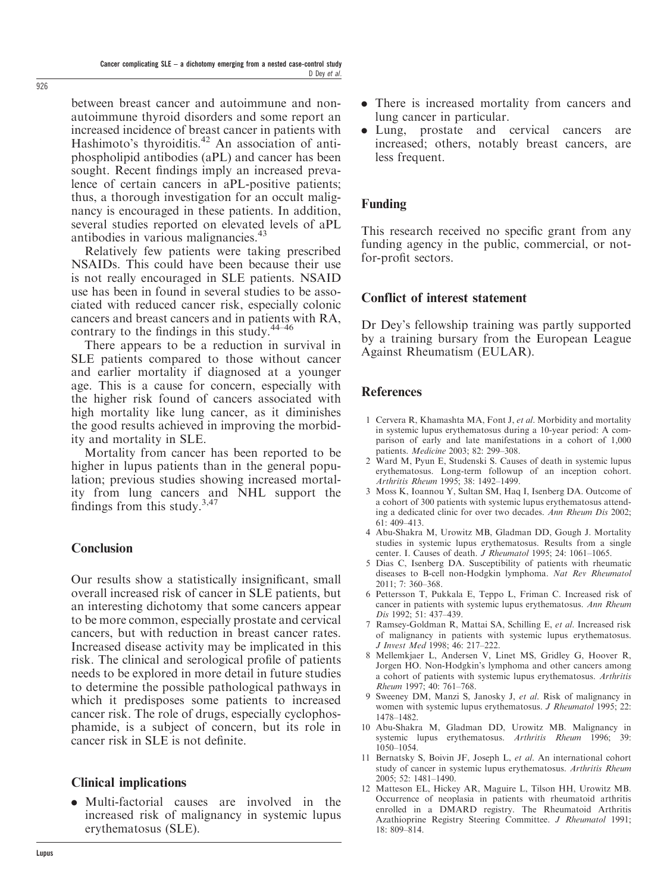between breast cancer and autoimmune and non-autoimmune thyroid disorders and some report an increased incidence of breast cancer in patients with Hashimoto's thyroiditis.[42] An association of antiphospholipid antibodies (aPL) and cancer has been sought. Recent findings imply an increased prevalence of certain cancers in aPL-positive patients; thus, a thorough investigation for an occult malignancy is encouraged in these patients. In addition, several studies reported on elevated levels of aPL antibodies in various malignancies.[43]

Relatively few patients were taking prescribed NSAIDs. This could have been because their use is not really encouraged in SLE patients. NSAID use has been in found in several studies to be associated with reduced cancer risk, especially colonic cancers and breast cancers and in patients with RA, contrary to the findings in this study.[44–46]

There appears to be a reduction in survival in SLE patients compared to those without cancer and earlier mortality if diagnosed at a younger age. This is a cause for concern, especially with the higher risk found of cancers associated with high mortality like lung cancer, as it diminishes the good results achieved in improving the morbidity and mortality in SLE.

Mortality from cancer has been reported to be higher in lupus patients than in the general population; previous studies showing increased mortality from lung cancers and NHL support the findings from this study.[3,47]

## Conclusion

Our results show a statistically insignificant, small overall increased risk of cancer in SLE patients, but an interesting dichotomy that some cancers appear to be more common, especially prostate and cervical cancers, but with reduction in breast cancer rates. Increased disease activity may be implicated in this risk. The clinical and serological profile of patients needs to be explored in more detail in future studies to determine the possible pathological pathways in which it predisposes some patients to increased cancer risk. The role of drugs, especially cyclophosphamide, is a subject of concern, but its role in cancer risk in SLE is not definite.

## Clinical implications

- Multi-factorial causes are involved in the increased risk of malignancy in systemic lupus erythematosus (SLE).
- There is increased mortality from cancers and lung cancer in particular.
- Lung, prostate and cervical cancers are increased; others, notably breast cancers, are less frequent.

## Funding

This research received no specific grant from any funding agency in the public, commercial, or not-for-profit sectors.

## Conflict of interest statement

Dr Dey's fellowship training was partly supported by a training bursary from the European League Against Rheumatism (EULAR).

## References

1. Cervera R, Khamashta MA, Font J, *et al*. Morbidity and mortality in systemic lupus erythematosus during a 10-year period: A comparison of early and late manifestations in a cohort of 1,000 patients. *Medicine* 2003; 82: 299–308.
2. Ward M, Pyun E, Studenski S. Causes of death in systemic lupus erythematosus. Long-term followup of an inception cohort. *Arthritis Rheum* 1995; 38: 1492–1499.
3. Moss K, Ioannou Y, Sultan SM, Haq I, Isenberg DA. Outcome of a cohort of 300 patients with systemic lupus erythematosus attending a dedicated clinic for over two decades. *Ann Rheum Dis* 2002; 61: 409–413.
4. Abu-Shakra M, Urowitz MB, Gladman DD, Gough J. Mortality studies in systemic lupus erythematosus. Results from a single center. I. Causes of death. *J Rheumatol* 1995; 24: 1061–1065.
5. Dias C, Isenberg DA. Susceptibility of patients with rheumatic diseases to B-cell non-Hodgkin lymphoma. *Nat Rev Rheumatol* 2011; 7: 360–368.
6. Pettersson T, Pukkala E, Teppo L, Friman C. Increased risk of cancer in patients with systemic lupus erythematosus. *Ann Rheum Dis* 1992; 51: 437–439.
7. Ramsey-Goldman R, Mattai SA, Schilling E, *et al*. Increased risk of malignancy in patients with systemic lupus erythematosus. *J Invest Med* 1998; 46: 217–222.
8. Mellemkjaer L, Andersen V, Linet MS, Gridley G, Hoover R, Jorgen HO. Non-Hodgkin's lymphoma and other cancers among a cohort of patients with systemic lupus erythematosus. *Arthritis Rheum* 1997; 40: 761–768.
9. Sweeney DM, Manzi S, Janosky J, *et al*. Risk of malignancy in women with systemic lupus erythematosus. *J Rheumatol* 1995; 22: 1478–1482.
10. Abu-Shakra M, Gladman DD, Urowitz MB. Malignancy in systemic lupus erythematosus. *Arthritis Rheum* 1996; 39: 1050–1054.
11. Bernatsky S, Boivin JF, Joseph L, *et al*. An international cohort study of cancer in systemic lupus erythematosus. *Arthritis Rheum* 2005; 52: 1481–1490.
12. Matteson EL, Hickey AR, Maguire L, Tilson HH, Urowitz MB. Occurrence of neoplasia in patients with rheumatoid arthritis enrolled in a DMARD registry. The Rheumatoid Arthritis Azathioprine Registry Steering Committee. *J Rheumatol* 1991; 18: 809–814.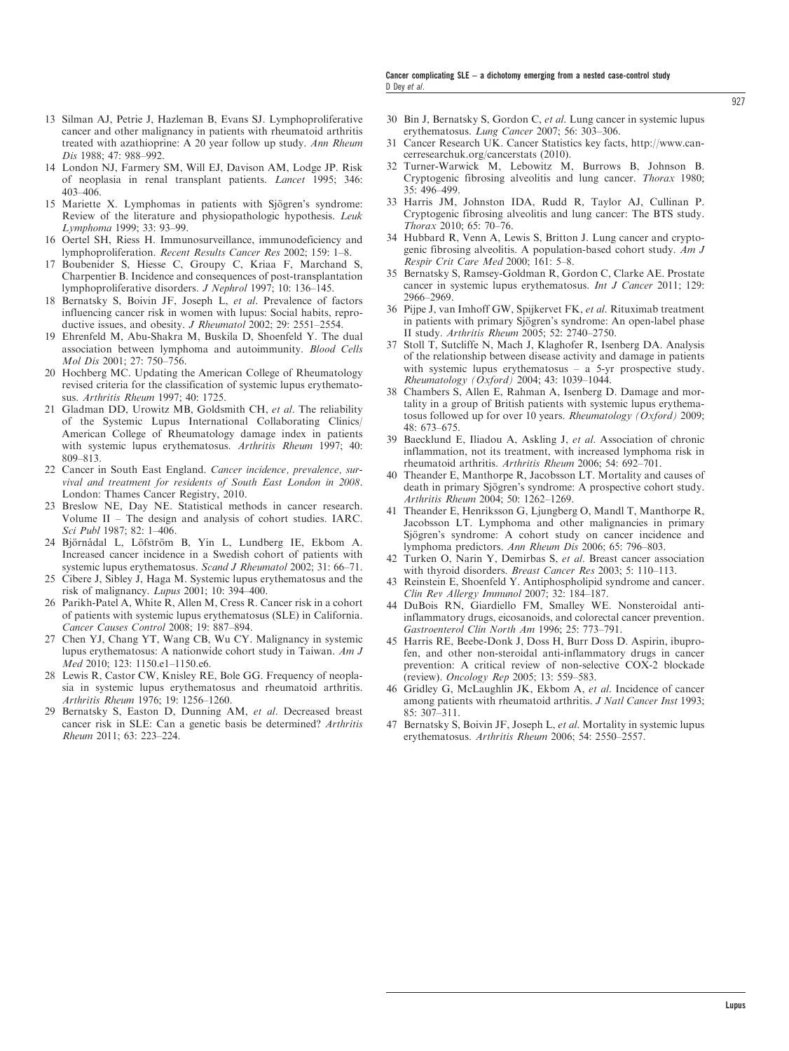13 Silman AJ, Petrie J, Hazleman B, Evans SJ. Lymphoproliferative cancer and other malignancy in patients with rheumatoid arthritis treated with azathioprine: A 20 year follow up study. *Ann Rheum Dis* 1988; 47: 988–992.

14 London NJ, Farmery SM, Will EJ, Davison AM, Lodge JP. Risk of neoplasia in renal transplant patients. *Lancet* 1995; 346: 403–406.

15 Mariette X. Lymphomas in patients with Sjögren's syndrome: Review of the literature and physiopathologic hypothesis. *Leuk Lymphoma* 1999; 33: 93–99.

16 Oertel SH, Riess H. Immunosurveillance, immunodeficiency and lymphoproliferation. *Recent Results Cancer Res* 2002; 159: 1–8.

17 Boubenider S, Hiesse C, Groupy C, Kriaa F, Marchand S, Charpentier B. Incidence and consequences of post-transplantation lymphoproliferative disorders. *J Nephrol* 1997; 10: 136–145.

18 Bernatsky S, Boivin JF, Joseph L, *et al*. Prevalence of factors influencing cancer risk in women with lupus: Social habits, reproductive issues, and obesity. *J Rheumatol* 2002; 29: 2551–2554.

19 Ehrenfeld M, Abu-Shakra M, Buskila D, Shoenfeld Y. The dual association between lymphoma and autoimmunity. *Blood Cells Mol Dis* 2001; 27: 750–756.

20 Hochberg MC. Updating the American College of Rheumatology revised criteria for the classification of systemic lupus erythematosus. *Arthritis Rheum* 1997; 40: 1725.

21 Gladman DD, Urowitz MB, Goldsmith CH, *et al*. The reliability of the Systemic Lupus International Collaborating Clinics/American College of Rheumatology damage index in patients with systemic lupus erythematosus. *Arthritis Rheum* 1997; 40: 809–813.

22 Cancer in South East England. *Cancer incidence, prevalence, survival and treatment for residents of South East London in 2008*. London: Thames Cancer Registry, 2010.

23 Breslow NE, Day NE. Statistical methods in cancer research. Volume II – The design and analysis of cohort studies. IARC. *Sci Publ* 1987; 82: 1–406.

24 Björnådal L, Löfström B, Yin L, Lundberg IE, Ekbom A. Increased cancer incidence in a Swedish cohort of patients with systemic lupus erythematosus. *Scand J Rheumatol* 2002; 31: 66–71.

25 Cibere J, Sibley J, Haga M. Systemic lupus erythematosus and the risk of malignancy. *Lupus* 2001; 10: 394–400.

26 Parikh-Patel A, White R, Allen M, Cress R. Cancer risk in a cohort of patients with systemic lupus erythematosus (SLE) in California. *Cancer Causes Control* 2008; 19: 887–894.

27 Chen YJ, Chang YT, Wang CB, Wu CY. Malignancy in systemic lupus erythematosus: A nationwide cohort study in Taiwan. *Am J Med* 2010; 123: 1150.e1–1150.e6.

28 Lewis R, Castor CW, Knisley RE, Bole GG. Frequency of neoplasia in systemic lupus erythematosus and rheumatoid arthritis. *Arthritis Rheum* 1976; 19: 1256–1260.

29 Bernatsky S, Easton D, Dunning AM, *et al*. Decreased breast cancer risk in SLE: Can a genetic basis be determined? *Arthritis Rheum* 2011; 63: 223–224.

30 Bin J, Bernatsky S, Gordon C, *et al*. Lung cancer in systemic lupus erythematosus. *Lung Cancer* 2007; 56: 303–306.

31 Cancer Research UK. Cancer Statistics key facts, http://www.cancerresearchuk.org/cancerstats (2010).

32 Turner-Warwick M, Lebowitz M, Burrows B, Johnson B. Cryptogenic fibrosing alveolitis and lung cancer. *Thorax* 1980; 35: 496–499.

33 Harris JM, Johnston IDA, Rudd R, Taylor AJ, Cullinan P. Cryptogenic fibrosing alveolitis and lung cancer: The BTS study. *Thorax* 2010; 65: 70–76.

34 Hubbard R, Venn A, Lewis S, Britton J. Lung cancer and cryptogenic fibrosing alveolitis. A population-based cohort study. *Am J Respir Crit Care Med* 2000; 161: 5–8.

35 Bernatsky S, Ramsey-Goldman R, Gordon C, Clarke AE. Prostate cancer in systemic lupus erythematosus. *Int J Cancer* 2011; 129: 2966–2969.

36 Pijpe J, van Imhoff GW, Spijkervet FK, *et al*. Rituximab treatment in patients with primary Sjögren's syndrome: An open-label phase II study. *Arthritis Rheum* 2005; 52: 2740–2750.

37 Stoll T, Sutcliffe N, Mach J, Klaghofer R, Isenberg DA. Analysis of the relationship between disease activity and damage in patients with systemic lupus erythematosus – a 5-yr prospective study. *Rheumatology (Oxford)* 2004; 43: 1039–1044.

38 Chambers S, Allen E, Rahman A, Isenberg D. Damage and mortality in a group of British patients with systemic lupus erythematosus followed up for over 10 years. *Rheumatology (Oxford)* 2009; 48: 673–675.

39 Baecklund E, Iliadou A, Askling J, *et al*. Association of chronic inflammation, not its treatment, with increased lymphoma risk in rheumatoid arthritis. *Arthritis Rheum* 2006; 54: 692–701.

40 Theander E, Manthorpe R, Jacobsson LT. Mortality and causes of death in primary Sjögren's syndrome: A prospective cohort study. *Arthritis Rheum* 2004; 50: 1262–1269.

41 Theander E, Henriksson G, Ljungberg O, Mandl T, Manthorpe R, Jacobsson LT. Lymphoma and other malignancies in primary Sjögren's syndrome: A cohort study on cancer incidence and lymphoma predictors. *Ann Rheum Dis* 2006; 65: 796–803.

42 Turken O, Narin Y, Demirbas S, *et al*. Breast cancer association with thyroid disorders. *Breast Cancer Res* 2003; 5: 110–113.

43 Reinstein E, Shoenfeld Y. Antiphospholipid syndrome and cancer. *Clin Rev Allergy Immunol* 2007; 32: 184–187.

44 DuBois RN, Giardiello FM, Smalley WE. Nonsteroidal anti-inflammatory drugs, eicosanoids, and colorectal cancer prevention. *Gastroenterol Clin North Am* 1996; 25: 773–791.

45 Harris RE, Beebe-Donk J, Doss H, Burr Doss D. Aspirin, ibuprofen, and other non-steroidal anti-inflammatory drugs in cancer prevention: A critical review of non-selective COX-2 blockade (review). *Oncology Rep* 2005; 13: 559–583.

46 Gridley G, McLaughlin JK, Ekbom A, *et al*. Incidence of cancer among patients with rheumatoid arthritis. *J Natl Cancer Inst* 1993; 85: 307–311.

47 Bernatsky S, Boivin JF, Joseph L, *et al*. Mortality in systemic lupus erythematosus. *Arthritis Rheum* 2006; 54: 2550–2557.